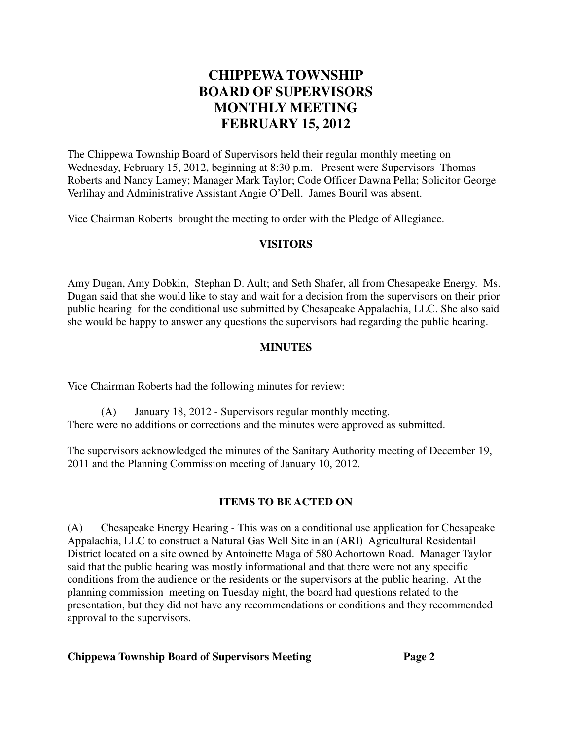# CHIPPEWA TOWNSHIP BOARD OF SUPERVISORS MONTHLY MEETING FEBRUARY 15, 2012

The Chippewa Township Board of Supervisors held their regular monthly meeting on Wednesday, February 15, 2012, beginning at 8:30 p.m. Present were Supervisors Thomas Roberts and Nancy Lamey; Manager Mark Taylor; Code Officer Dawna Pella; Solicitor George Verlihay and Administrative Assistant Angie O'Dell. James Bouril was absent.

Vice Chairman Roberts brought the meeting to order with the Pledge of Allegiance.

## VISITORS

Amy Dugan, Amy Dobkin, Stephan D. Ault; and Seth Shafer, all from Chesapeake Energy. Ms. Dugan said that she would like to stay and wait for a decision from the supervisors on their prior public hearing for the conditional use submitted by Chesapeake Appalachia, LLC. She also said she would be happy to answer any questions the supervisors had regarding the public hearing.

## MINUTES

Vice Chairman Roberts had the following minutes for review:

(A) January 18, 2012 - Supervisors regular monthly meeting.
There were no additions or corrections and the minutes were approved as submitted.

The supervisors acknowledged the minutes of the Sanitary Authority meeting of December 19, 2011 and the Planning Commission meeting of January 10, 2012.

## ITEMS TO BE ACTED ON

(A) Chesapeake Energy Hearing - This was on a conditional use application for Chesapeake Appalachia, LLC to construct a Natural Gas Well Site in an (ARI) Agricultural Residentail District located on a site owned by Antoinette Maga of 580 Achortown Road. Manager Taylor said that the public hearing was mostly informational and that there were not any specific conditions from the audience or the residents or the supervisors at the public hearing. At the planning commission meeting on Tuesday night, the board had questions related to the presentation, but they did not have any recommendations or conditions and they recommended approval to the supervisors.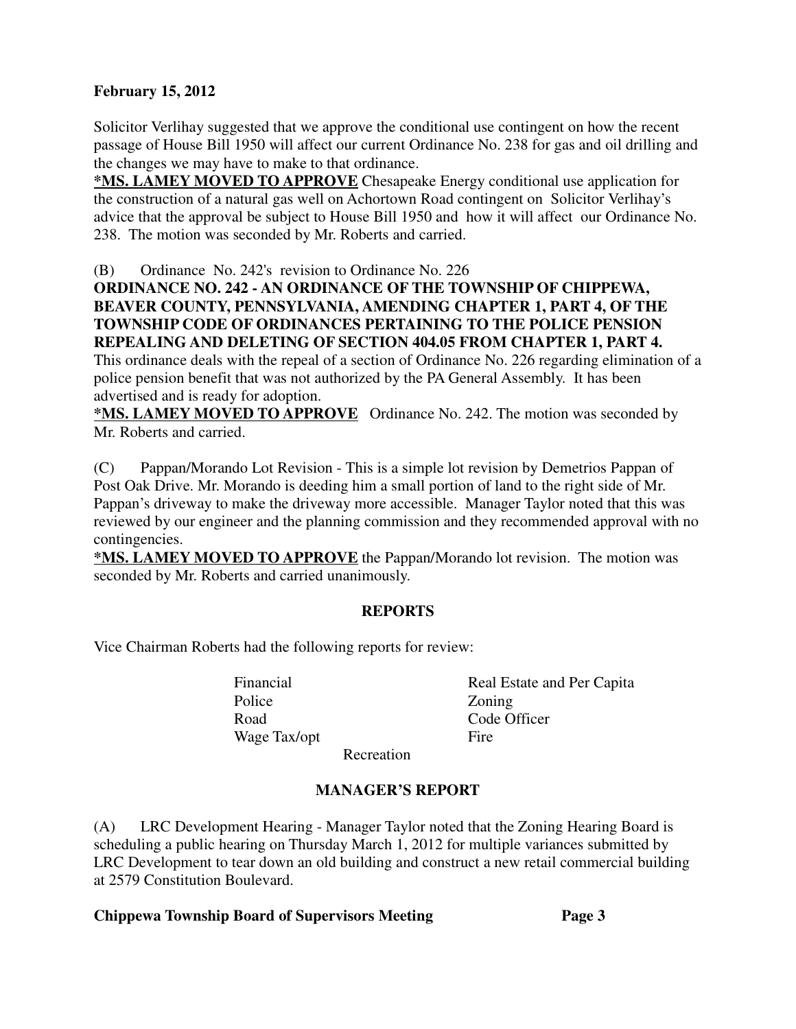**February 15, 2012**

Solicitor Verlihay suggested that we approve the conditional use contingent on how the recent passage of House Bill 1950 will affect our current Ordinance No. 238 for gas and oil drilling and the changes we may have to make to that ordinance.

***MS. LAMEY MOVED TO APPROVE** Chesapeake Energy conditional use application for the construction of a natural gas well on Achortown Road contingent on Solicitor Verlihay's advice that the approval be subject to House Bill 1950 and how it will affect our Ordinance No. 238. The motion was seconded by Mr. Roberts and carried.

(B) Ordinance No. 242's revision to Ordinance No. 226

**ORDINANCE NO. 242 - AN ORDINANCE OF THE TOWNSHIP OF CHIPPEWA, BEAVER COUNTY, PENNSYLVANIA, AMENDING CHAPTER 1, PART 4, OF THE TOWNSHIP CODE OF ORDINANCES PERTAINING TO THE POLICE PENSION REPEALING AND DELETING OF SECTION 404.05 FROM CHAPTER 1, PART 4.**

This ordinance deals with the repeal of a section of Ordinance No. 226 regarding elimination of a police pension benefit that was not authorized by the PA General Assembly. It has been advertised and is ready for adoption.

***MS. LAMEY MOVED TO APPROVE** Ordinance No. 242. The motion was seconded by Mr. Roberts and carried.

(C) Pappan/Morando Lot Revision - This is a simple lot revision by Demetrios Pappan of Post Oak Drive. Mr. Morando is deeding him a small portion of land to the right side of Mr. Pappan's driveway to make the driveway more accessible. Manager Taylor noted that this was reviewed by our engineer and the planning commission and they recommended approval with no contingencies.

***MS. LAMEY MOVED TO APPROVE** the Pappan/Morando lot revision. The motion was seconded by Mr. Roberts and carried unanimously.

## REPORTS

Vice Chairman Roberts had the following reports for review:

- Financial
- Real Estate and Per Capita
- Police
- Zoning
- Road
- Code Officer
- Wage Tax/opt
- Fire
- Recreation

## MANAGER'S REPORT

(A) LRC Development Hearing - Manager Taylor noted that the Zoning Hearing Board is scheduling a public hearing on Thursday March 1, 2012 for multiple variances submitted by LRC Development to tear down an old building and construct a new retail commercial building at 2579 Constitution Boulevard.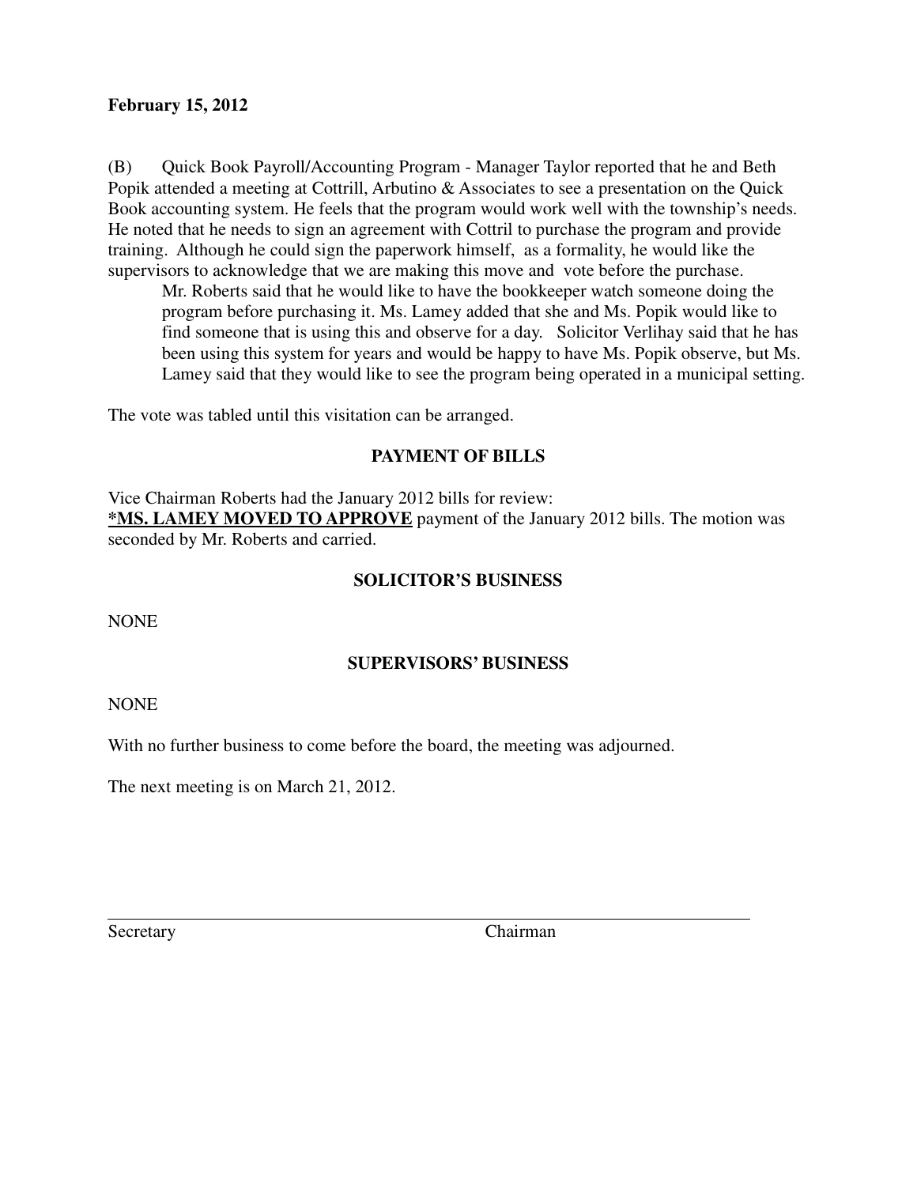**February 15, 2012**

(B) Quick Book Payroll/Accounting Program - Manager Taylor reported that he and Beth Popik attended a meeting at Cottrill, Arbutino & Associates to see a presentation on the Quick Book accounting system. He feels that the program would work well with the township's needs. He noted that he needs to sign an agreement with Cottril to purchase the program and provide training. Although he could sign the paperwork himself, as a formality, he would like the supervisors to acknowledge that we are making this move and vote before the purchase.

> Mr. Roberts said that he would like to have the bookkeeper watch someone doing the program before purchasing it. Ms. Lamey added that she and Ms. Popik would like to find someone that is using this and observe for a day. Solicitor Verlihay said that he has been using this system for years and would be happy to have Ms. Popik observe, but Ms. Lamey said that they would like to see the program being operated in a municipal setting.

The vote was tabled until this visitation can be arranged.

## PAYMENT OF BILLS

Vice Chairman Roberts had the January 2012 bills for review:
**<u>*MS. LAMEY MOVED TO APPROVE</u>** payment of the January 2012 bills. The motion was seconded by Mr. Roberts and carried.

## SOLICITOR'S BUSINESS

NONE

## SUPERVISORS' BUSINESS

NONE

With no further business to come before the board, the meeting was adjourned.

The next meeting is on March 21, 2012.

Secretary Chairman